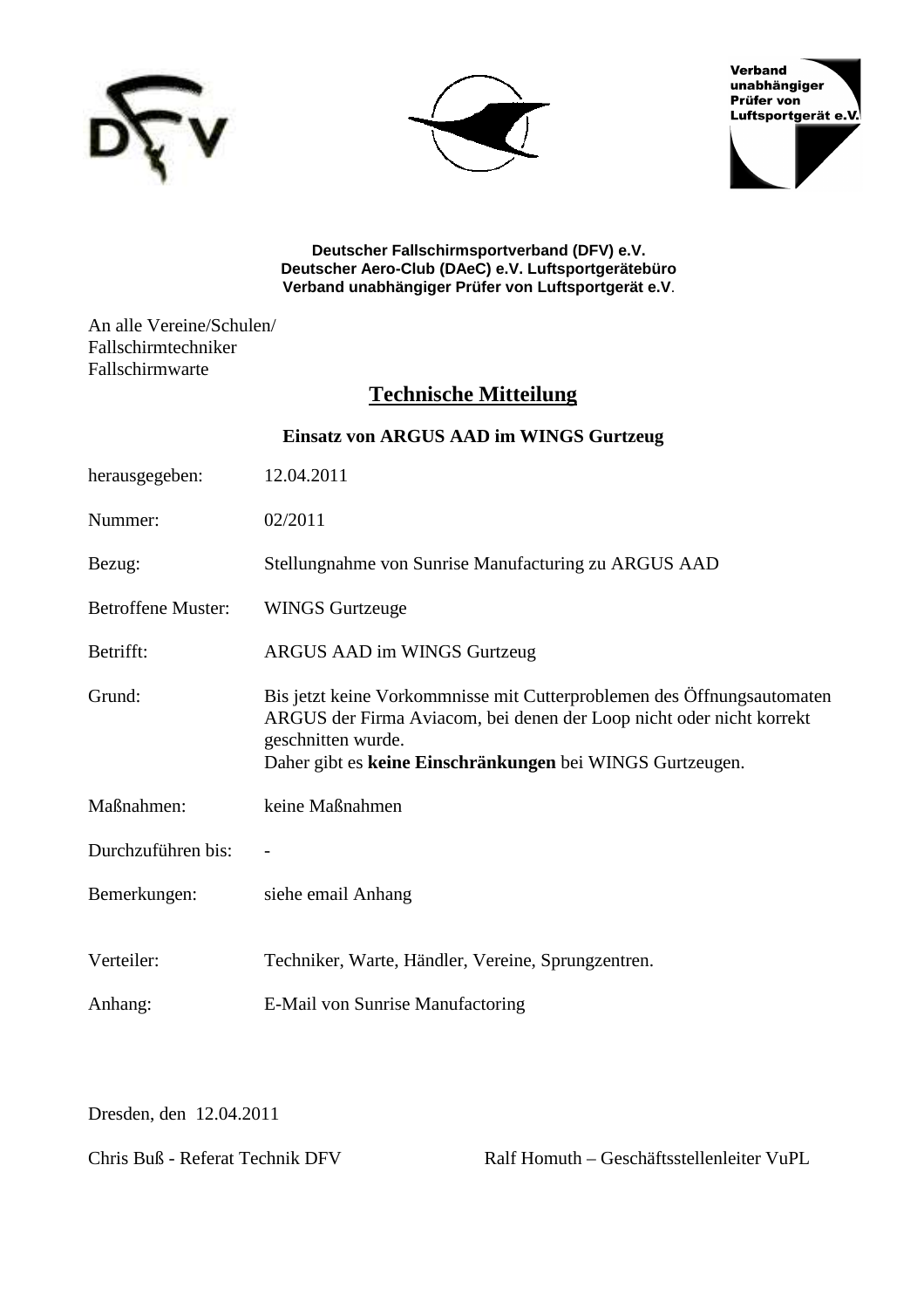Verband unabhängiger Prüfer von Luftsportgerät e.V.

**Deutscher Fallschirmsportverband (DFV) e.V.**
**Deutscher Aero-Club (DAeC) e.V. Luftsportgerätebüro**
**Verband unabhängiger Prüfer von Luftsportgerät e.V.**

An alle Vereine/Schulen/
Fallschirmtechniker
Fallschirmwarte

# Technische Mitteilung

**Einsatz von ARGUS AAD im WINGS Gurtzeug**

| | |
|---|---|
| herausgegeben: | 12.04.2011 |
| Nummer: | 02/2011 |
| Bezug: | Stellungnahme von Sunrise Manufacturing zu ARGUS AAD |
| Betroffene Muster: | WINGS Gurtzeuge |
| Betrifft: | ARGUS AAD im WINGS Gurtzeug |
| Grund: | Bis jetzt keine Vorkommnisse mit Cutterproblemen des Öffnungsautomaten ARGUS der Firma Aviacom, bei denen der Loop nicht oder nicht korrekt geschnitten wurde. Daher gibt es **keine Einschränkungen** bei WINGS Gurtzeugen. |
| Maßnahmen: | keine Maßnahmen |
| Durchzuführen bis: | - |
| Bemerkungen: | siehe email Anhang |
| Verteiler: | Techniker, Warte, Händler, Vereine, Sprungzentren. |
| Anhang: | E-Mail von Sunrise Manufactoring |

Dresden, den 12.04.2011

Chris Buß - Referat Technik DFV

Ralf Homuth – Geschäftsstellenleiter VuPL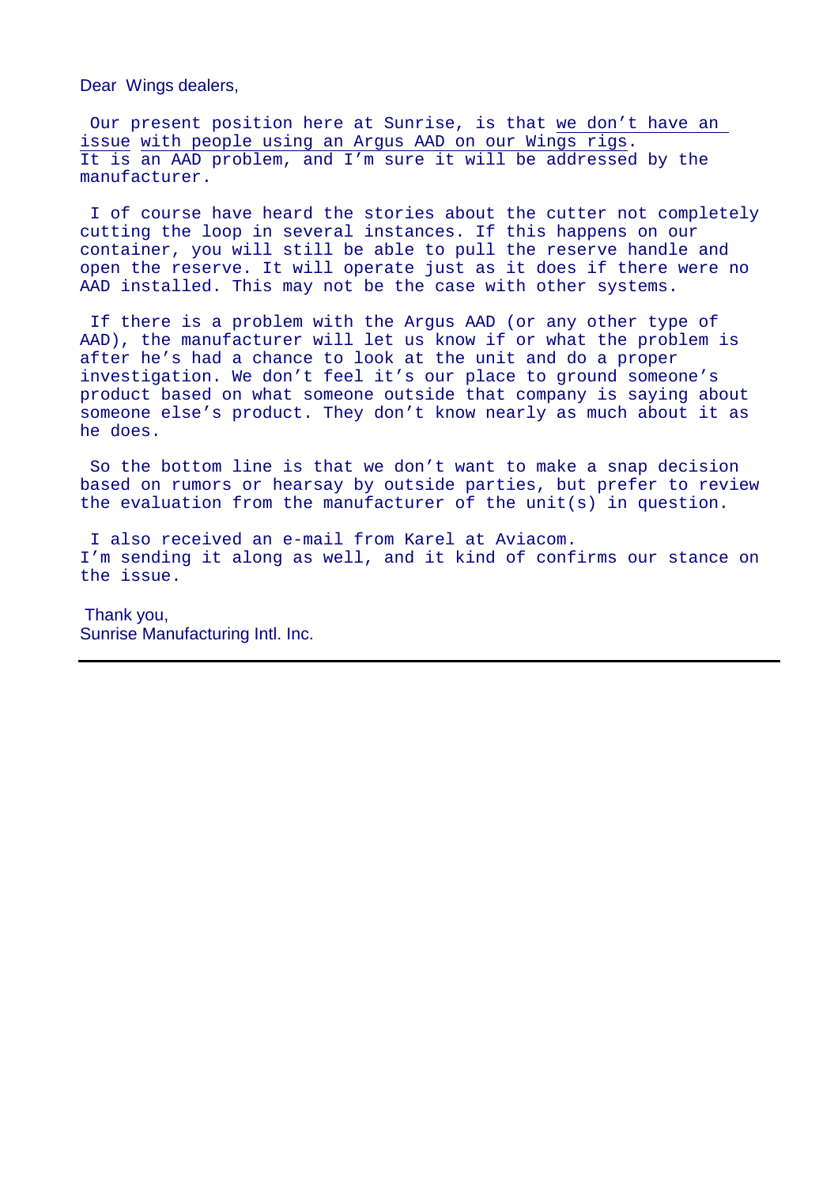Dear Wings dealers,

Our present position here at Sunrise, is that we don't have an issue with people using an Argus AAD on our Wings rigs. It is an AAD problem, and I'm sure it will be addressed by the manufacturer.

I of course have heard the stories about the cutter not completely cutting the loop in several instances. If this happens on our container, you will still be able to pull the reserve handle and open the reserve. It will operate just as it does if there were no AAD installed. This may not be the case with other systems.

If there is a problem with the Argus AAD (or any other type of AAD), the manufacturer will let us know if or what the problem is after he's had a chance to look at the unit and do a proper investigation. We don't feel it's our place to ground someone's product based on what someone outside that company is saying about someone else's product. They don't know nearly as much about it as he does.

So the bottom line is that we don't want to make a snap decision based on rumors or hearsay by outside parties, but prefer to review the evaluation from the manufacturer of the unit(s) in question.

I also received an e-mail from Karel at Aviacom.
I'm sending it along as well, and it kind of confirms our stance on the issue.

Thank you,
Sunrise Manufacturing Intl. Inc.

---